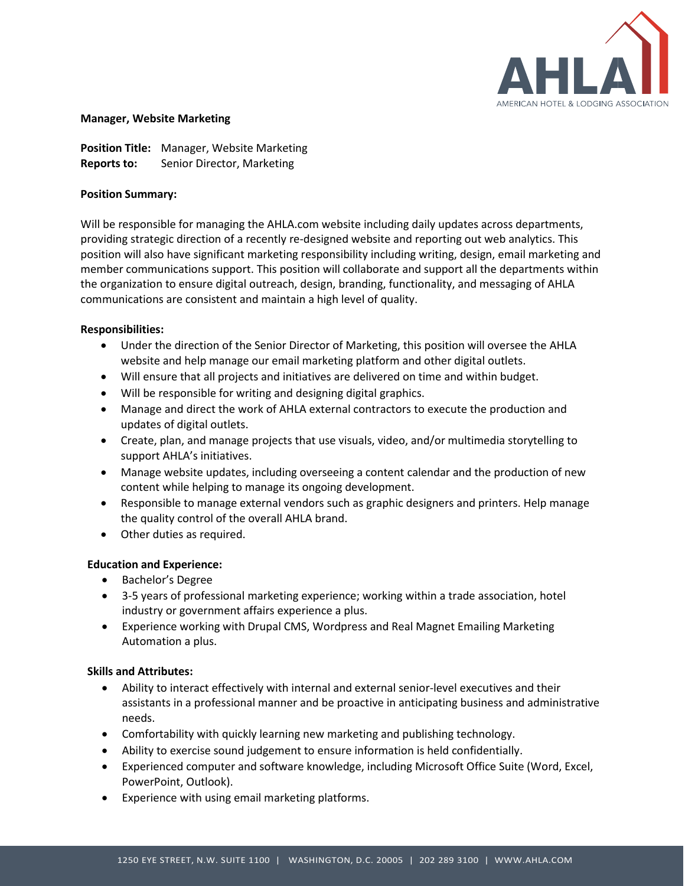AHLA
AMERICAN HOTEL & LODGING ASSOCIATION

**Manager, Website Marketing**

**Position Title:** Manager, Website Marketing
**Reports to:** Senior Director, Marketing

**Position Summary:**

Will be responsible for managing the AHLA.com website including daily updates across departments, providing strategic direction of a recently re-designed website and reporting out web analytics. This position will also have significant marketing responsibility including writing, design, email marketing and member communications support. This position will collaborate and support all the departments within the organization to ensure digital outreach, design, branding, functionality, and messaging of AHLA communications are consistent and maintain a high level of quality.

**Responsibilities:**

- Under the direction of the Senior Director of Marketing, this position will oversee the AHLA website and help manage our email marketing platform and other digital outlets.
- Will ensure that all projects and initiatives are delivered on time and within budget.
- Will be responsible for writing and designing digital graphics.
- Manage and direct the work of AHLA external contractors to execute the production and updates of digital outlets.
- Create, plan, and manage projects that use visuals, video, and/or multimedia storytelling to support AHLA's initiatives.
- Manage website updates, including overseeing a content calendar and the production of new content while helping to manage its ongoing development.
- Responsible to manage external vendors such as graphic designers and printers. Help manage the quality control of the overall AHLA brand.
- Other duties as required.

**Education and Experience:**

- Bachelor's Degree
- 3-5 years of professional marketing experience; working within a trade association, hotel industry or government affairs experience a plus.
- Experience working with Drupal CMS, Wordpress and Real Magnet Emailing Marketing Automation a plus.

**Skills and Attributes:**

- Ability to interact effectively with internal and external senior-level executives and their assistants in a professional manner and be proactive in anticipating business and administrative needs.
- Comfortability with quickly learning new marketing and publishing technology.
- Ability to exercise sound judgement to ensure information is held confidentially.
- Experienced computer and software knowledge, including Microsoft Office Suite (Word, Excel, PowerPoint, Outlook).
- Experience with using email marketing platforms.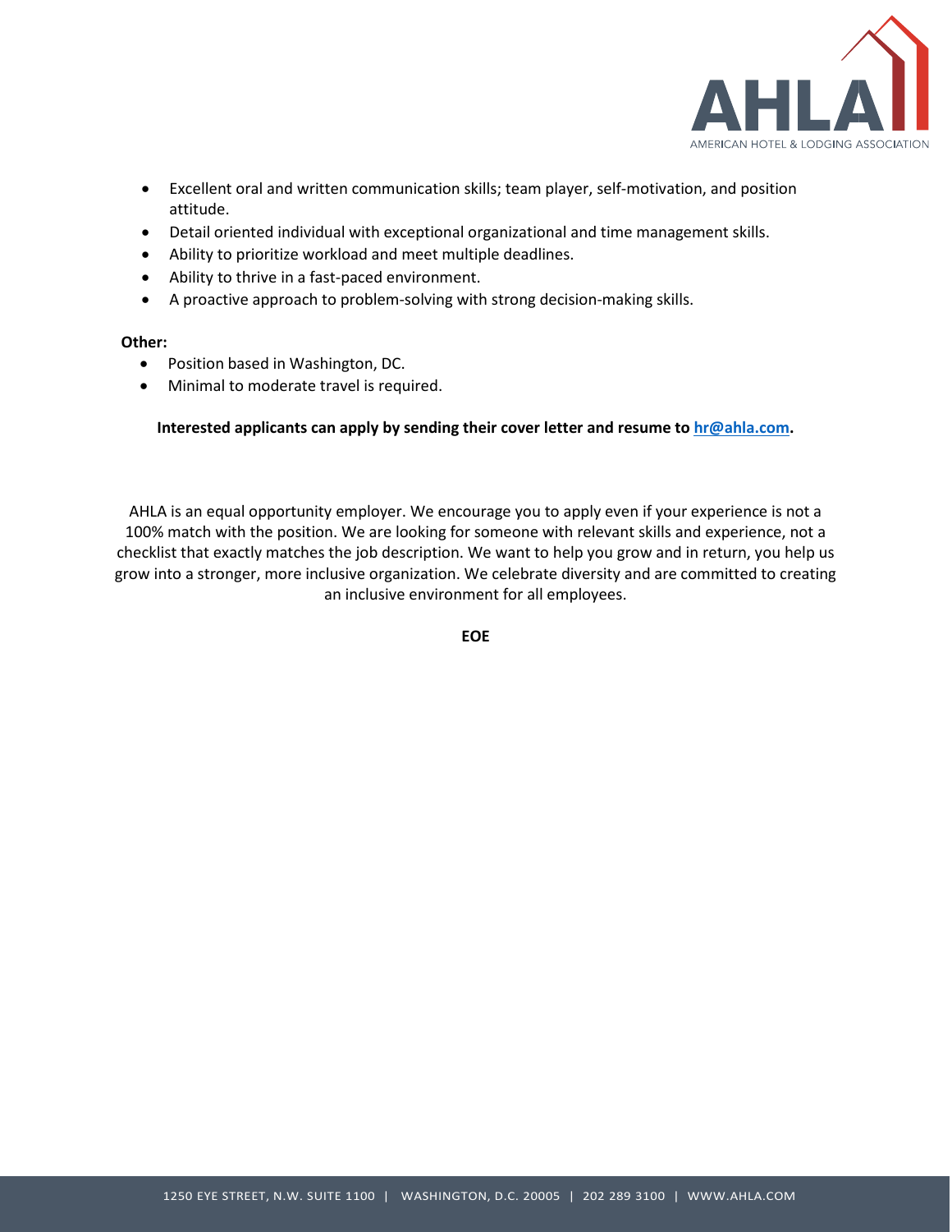- Excellent oral and written communication skills; team player, self-motivation, and position attitude.
- Detail oriented individual with exceptional organizational and time management skills.
- Ability to prioritize workload and meet multiple deadlines.
- Ability to thrive in a fast-paced environment.
- A proactive approach to problem-solving with strong decision-making skills.

**Other:**

- Position based in Washington, DC.
- Minimal to moderate travel is required.

**Interested applicants can apply by sending their cover letter and resume to hr@ahla.com.**

AHLA is an equal opportunity employer. We encourage you to apply even if your experience is not a 100% match with the position. We are looking for someone with relevant skills and experience, not a checklist that exactly matches the job description. We want to help you grow and in return, you help us grow into a stronger, more inclusive organization. We celebrate diversity and are committed to creating an inclusive environment for all employees.

**EOE**